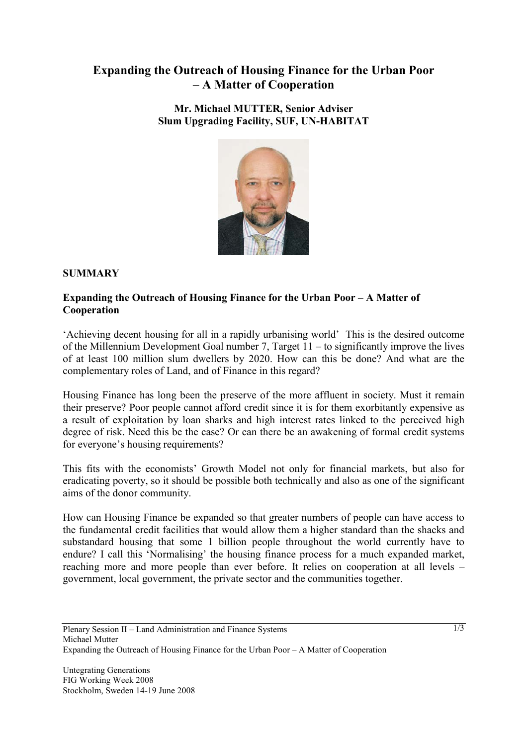# Expanding the Outreach of Housing Finance for the Urban Poor – A Matter of Cooperation

**Mr. Michael MUTTER, Senior Adviser**
**Slum Upgrading Facility, SUF, UN-HABITAT**

## SUMMARY

### Expanding the Outreach of Housing Finance for the Urban Poor – A Matter of Cooperation

'Achieving decent housing for all in a rapidly urbanising world' This is the desired outcome of the Millennium Development Goal number 7, Target 11 – to significantly improve the lives of at least 100 million slum dwellers by 2020. How can this be done? And what are the complementary roles of Land, and of Finance in this regard?

Housing Finance has long been the preserve of the more affluent in society. Must it remain their preserve? Poor people cannot afford credit since it is for them exorbitantly expensive as a result of exploitation by loan sharks and high interest rates linked to the perceived high degree of risk. Need this be the case? Or can there be an awakening of formal credit systems for everyone's housing requirements?

This fits with the economists' Growth Model not only for financial markets, but also for eradicating poverty, so it should be possible both technically and also as one of the significant aims of the donor community.

How can Housing Finance be expanded so that greater numbers of people can have access to the fundamental credit facilities that would allow them a higher standard than the shacks and substandard housing that some 1 billion people throughout the world currently have to endure? I call this 'Normalising' the housing finance process for a much expanded market, reaching more and more people than ever before. It relies on cooperation at all levels – government, local government, the private sector and the communities together.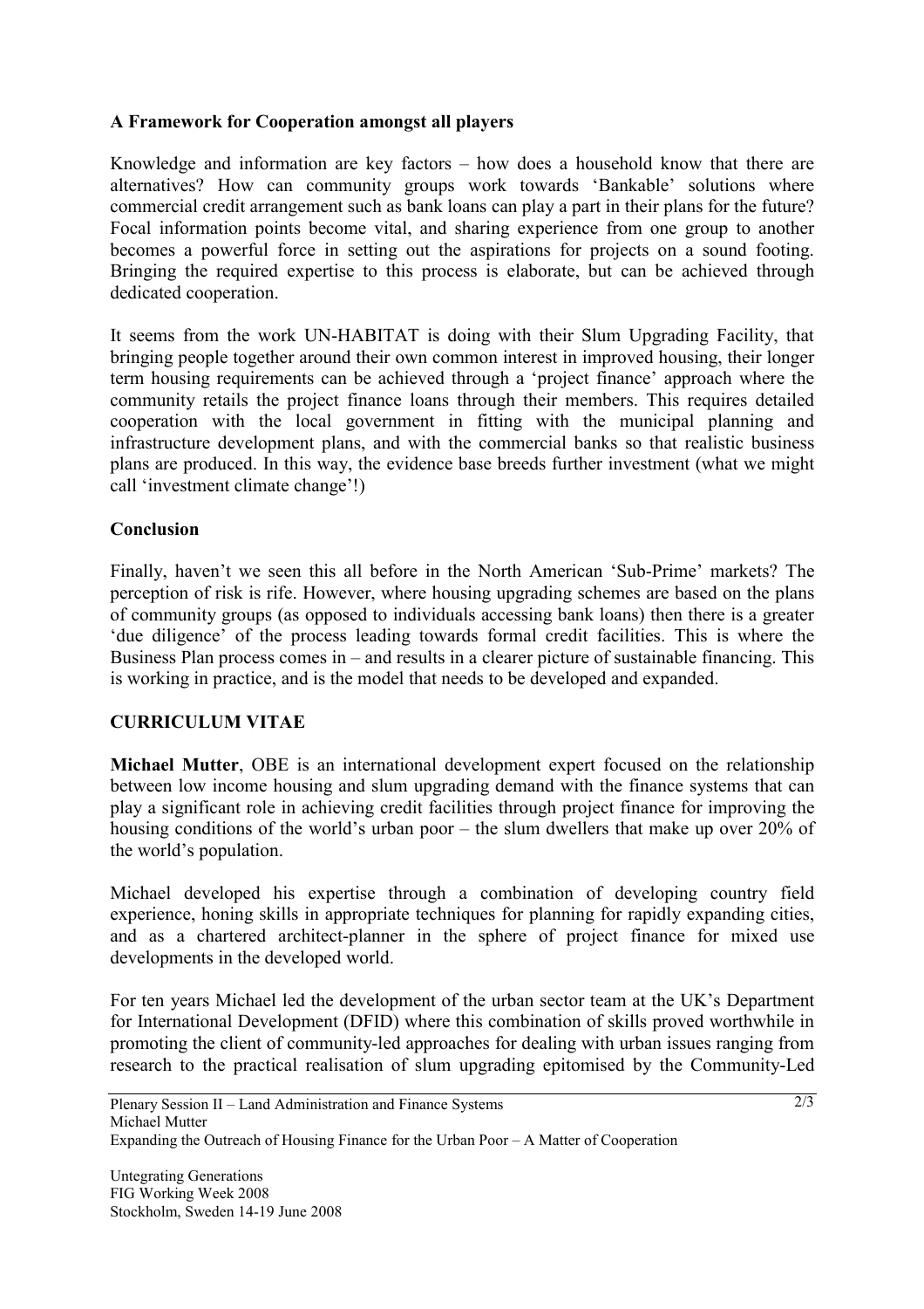**A Framework for Cooperation amongst all players**

Knowledge and information are key factors – how does a household know that there are alternatives? How can community groups work towards 'Bankable' solutions where commercial credit arrangement such as bank loans can play a part in their plans for the future? Focal information points become vital, and sharing experience from one group to another becomes a powerful force in setting out the aspirations for projects on a sound footing. Bringing the required expertise to this process is elaborate, but can be achieved through dedicated cooperation.

It seems from the work UN-HABITAT is doing with their Slum Upgrading Facility, that bringing people together around their own common interest in improved housing, their longer term housing requirements can be achieved through a 'project finance' approach where the community retails the project finance loans through their members. This requires detailed cooperation with the local government in fitting with the municipal planning and infrastructure development plans, and with the commercial banks so that realistic business plans are produced. In this way, the evidence base breeds further investment (what we might call 'investment climate change'!)

**Conclusion**

Finally, haven't we seen this all before in the North American 'Sub-Prime' markets? The perception of risk is rife. However, where housing upgrading schemes are based on the plans of community groups (as opposed to individuals accessing bank loans) then there is a greater 'due diligence' of the process leading towards formal credit facilities. This is where the Business Plan process comes in – and results in a clearer picture of sustainable financing. This is working in practice, and is the model that needs to be developed and expanded.

**CURRICULUM VITAE**

**Michael Mutter**, OBE is an international development expert focused on the relationship between low income housing and slum upgrading demand with the finance systems that can play a significant role in achieving credit facilities through project finance for improving the housing conditions of the world's urban poor – the slum dwellers that make up over 20% of the world's population.

Michael developed his expertise through a combination of developing country field experience, honing skills in appropriate techniques for planning for rapidly expanding cities, and as a chartered architect-planner in the sphere of project finance for mixed use developments in the developed world.

For ten years Michael led the development of the urban sector team at the UK's Department for International Development (DFID) where this combination of skills proved worthwhile in promoting the client of community-led approaches for dealing with urban issues ranging from research to the practical realisation of slum upgrading epitomised by the Community-Led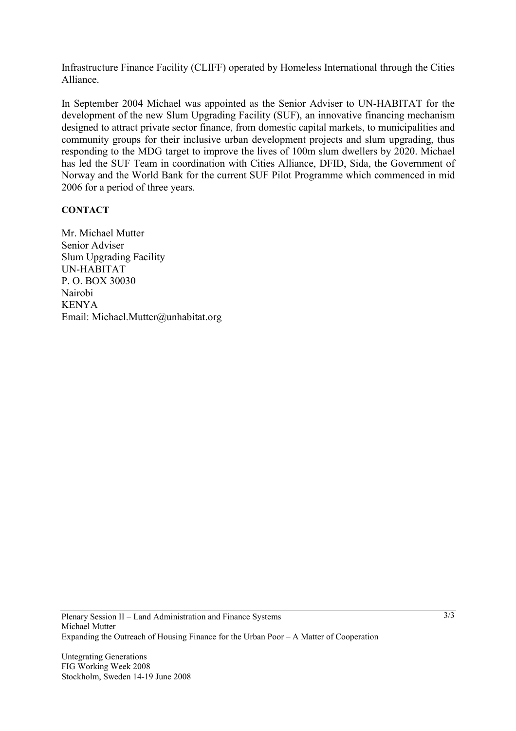Infrastructure Finance Facility (CLIFF) operated by Homeless International through the Cities Alliance.

In September 2004 Michael was appointed as the Senior Adviser to UN-HABITAT for the development of the new Slum Upgrading Facility (SUF), an innovative financing mechanism designed to attract private sector finance, from domestic capital markets, to municipalities and community groups for their inclusive urban development projects and slum upgrading, thus responding to the MDG target to improve the lives of 100m slum dwellers by 2020. Michael has led the SUF Team in coordination with Cities Alliance, DFID, Sida, the Government of Norway and the World Bank for the current SUF Pilot Programme which commenced in mid 2006 for a period of three years.

**CONTACT**

Mr. Michael Mutter
Senior Adviser
Slum Upgrading Facility
UN-HABITAT
P. O. BOX 30030
Nairobi
KENYA
Email: Michael.Mutter@unhabitat.org